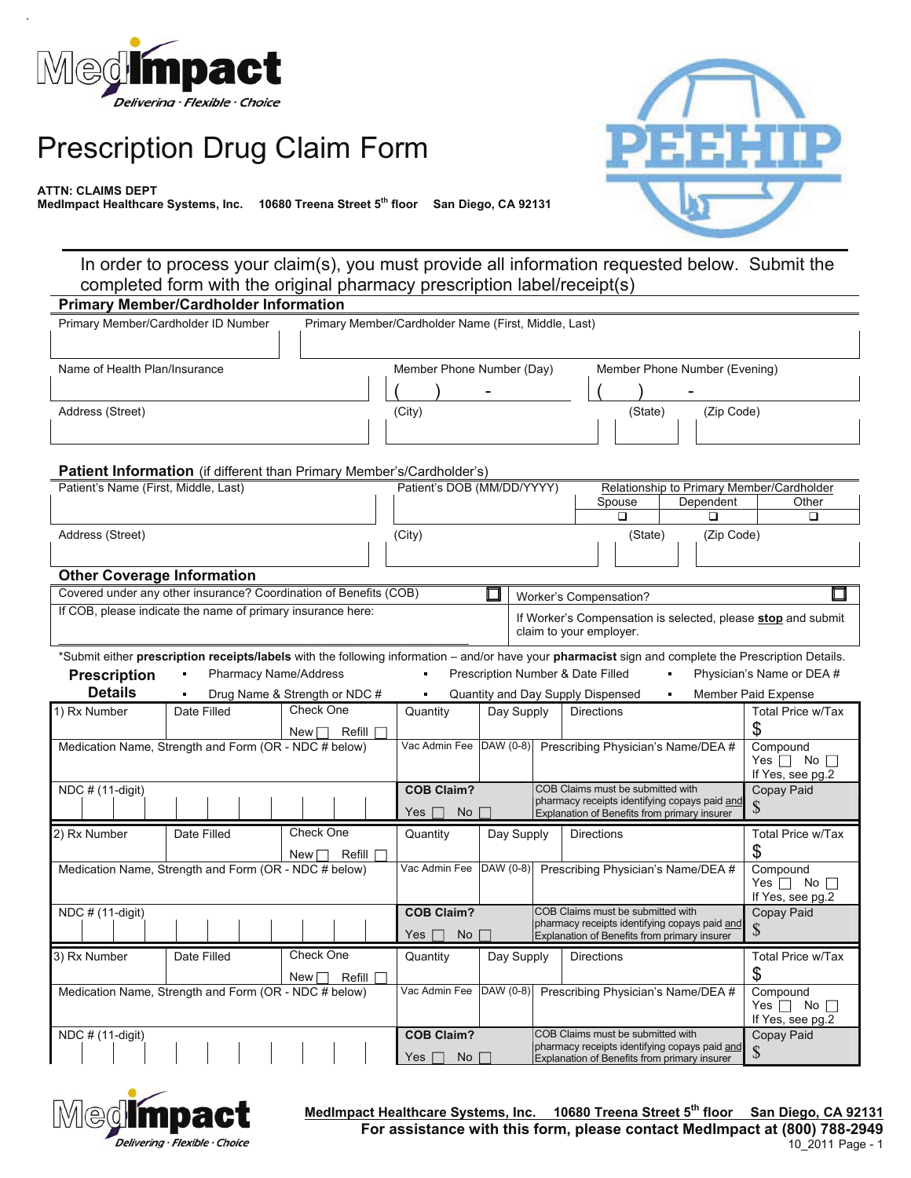# Prescription Drug Claim Form

**ATTN: CLAIMS DEPT**
**MedImpact Healthcare Systems, Inc. 10680 Treena Street 5th floor San Diego, CA 92131**

In order to process your claim(s), you must provide all information requested below. Submit the completed form with the original pharmacy prescription label/receipt(s)

## Primary Member/Cardholder Information

| Primary Member/Cardholder ID Number | Primary Member/Cardholder Name (First, Middle, Last) | | |
|---|---|---|---|
| | | | |
| Name of Health Plan/Insurance | Member Phone Number (Day) | Member Phone Number (Evening) | |
| | ( ) - | ( ) - | |
| Address (Street) | (City) | (State) | (Zip Code) |
| | | | |

## Patient Information (if different than Primary Member's/Cardholder's)

| Patient's Name (First, Middle, Last) | Patient's DOB (MM/DD/YYYY) | Relationship to Primary Member/Cardholder: Spouse ☐ Dependent ☐ Other ☐ | |
|---|---|---|---|
| | | | |
| Address (Street) | (City) | (State) | (Zip Code) |
| | | | |

## Other Coverage Information

| Covered under any other insurance? Coordination of Benefits (COB) ☐ | Worker's Compensation? ☐ |
|---|---|
| If COB, please indicate the name of primary insurance here: | If Worker's Compensation is selected, please **stop** and submit claim to your employer. |

*Submit either **prescription receipts/labels** with the following information – and/or have your **pharmacist** sign and complete the Prescription Details.

**Prescription Details**
- Pharmacy Name/Address
- Prescription Number & Date Filled
- Physician's Name or DEA #
- Drug Name & Strength or NDC #
- Quantity and Day Supply Dispensed
- Member Paid Expense

| 1) Rx Number | Date Filled | Check One: New ☐ Refill ☐ | Quantity | Day Supply | Directions | Total Price w/Tax $ |
|---|---|---|---|---|---|---|
| Medication Name, Strength and Form (OR - NDC # below) | | | Vac Admin Fee | DAW (0-8) | Prescribing Physician's Name/DEA # | Compound Yes ☐ No ☐ If Yes, see pg.2 |
| NDC # (11-digit) | | | **COB Claim?** Yes ☐ No ☐ | COB Claims must be submitted with pharmacy receipts identifying copays paid and Explanation of Benefits from primary insurer | | Copay Paid $ |

| 2) Rx Number | Date Filled | Check One: New ☐ Refill ☐ | Quantity | Day Supply | Directions | Total Price w/Tax $ |
|---|---|---|---|---|---|---|
| Medication Name, Strength and Form (OR - NDC # below) | | | Vac Admin Fee | DAW (0-8) | Prescribing Physician's Name/DEA # | Compound Yes ☐ No ☐ If Yes, see pg.2 |
| NDC # (11-digit) | | | **COB Claim?** Yes ☐ No ☐ | COB Claims must be submitted with pharmacy receipts identifying copays paid and Explanation of Benefits from primary insurer | | Copay Paid $ |

| 3) Rx Number | Date Filled | Check One: New ☐ Refill ☐ | Quantity | Day Supply | Directions | Total Price w/Tax $ |
|---|---|---|---|---|---|---|
| Medication Name, Strength and Form (OR - NDC # below) | | | Vac Admin Fee | DAW (0-8) | Prescribing Physician's Name/DEA # | Compound Yes ☐ No ☐ If Yes, see pg.2 |
| NDC # (11-digit) | | | **COB Claim?** Yes ☐ No ☐ | COB Claims must be submitted with pharmacy receipts identifying copays paid and Explanation of Benefits from primary insurer | | Copay Paid $ |

**MedImpact Healthcare Systems, Inc. 10680 Treena Street 5th floor San Diego, CA 92131**
**For assistance with this form, please contact MedImpact at (800) 788-2949**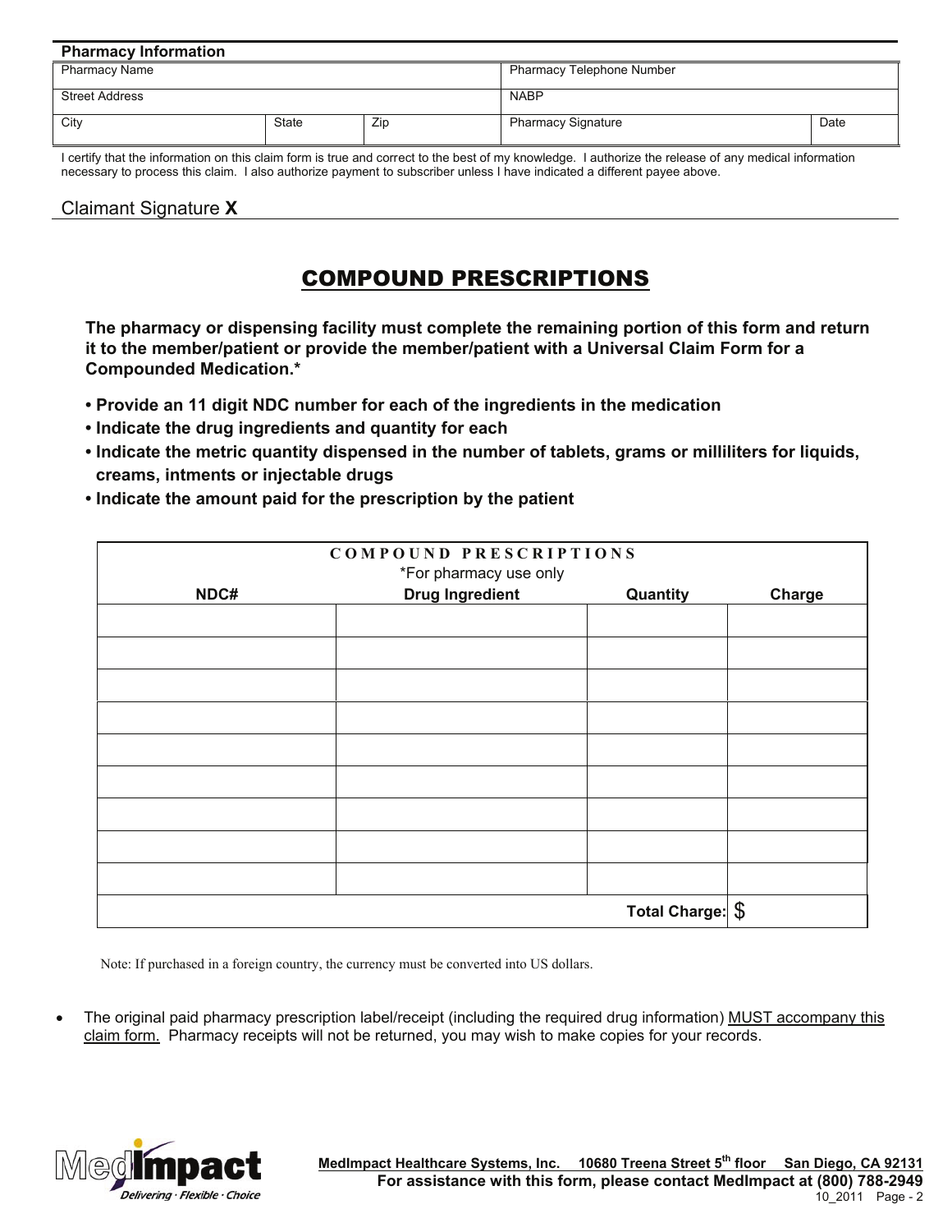**Pharmacy Information**

| Pharmacy Name | | | Pharmacy Telephone Number | |
|---|---|---|---|---|
| Street Address | | | NABP | |
| City | State | Zip | Pharmacy Signature | Date |

I certify that the information on this claim form is true and correct to the best of my knowledge. I authorize the release of any medical information necessary to process this claim. I also authorize payment to subscriber unless I have indicated a different payee above.

Claimant Signature **X**

# COMPOUND PRESCRIPTIONS

**The pharmacy or dispensing facility must complete the remaining portion of this form and return it to the member/patient or provide the member/patient with a Universal Claim Form for a Compounded Medication.***

- **Provide an 11 digit NDC number for each of the ingredients in the medication**
- **Indicate the drug ingredients and quantity for each**
- **Indicate the metric quantity dispensed in the number of tablets, grams or milliliters for liquids, creams, intments or injectable drugs**
- **Indicate the amount paid for the prescription by the patient**

**COMPOUND PRESCRIPTIONS**
*For pharmacy use only

| NDC# | Drug Ingredient | Quantity | Charge |
|---|---|---|---|
| | | | |
| | | | |
| | | | |
| | | | |
| | | | |
| | | | |
| | | | |
| | | | |
| | | | |
| | | **Total Charge:** | $ |

Note: If purchased in a foreign country, the currency must be converted into US dollars.

- The original paid pharmacy prescription label/receipt (including the required drug information) MUST accompany this claim form. Pharmacy receipts will not be returned, you may wish to make copies for your records.

MedImpact
*Delivering · Flexible · Choice*

**MedImpact Healthcare Systems, Inc. 10680 Treena Street 5th floor San Diego, CA 92131**
**For assistance with this form, please contact MedImpact at (800) 788-2949**
10_2011